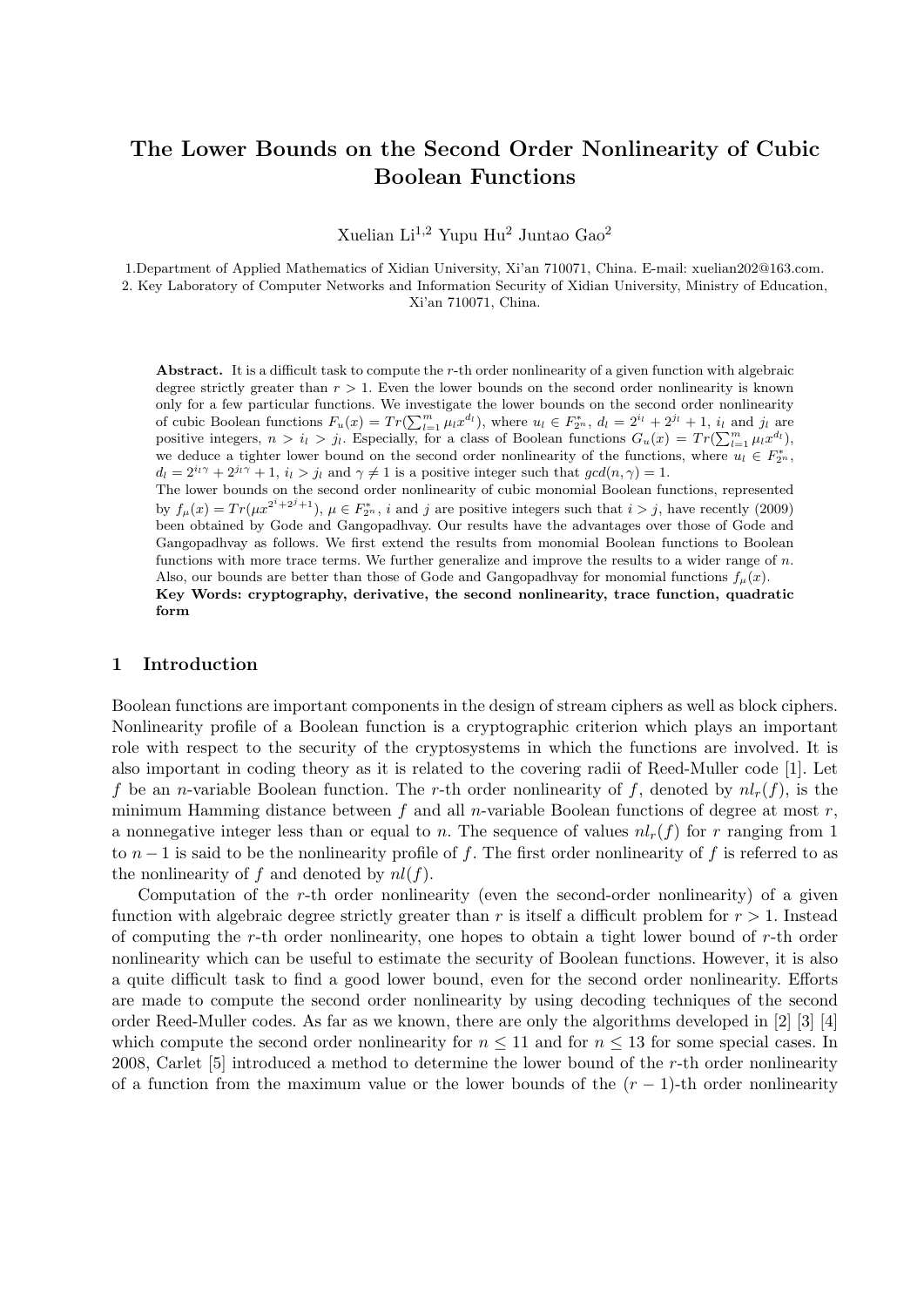# The Lower Bounds on the Second Order Nonlinearity of Cubic Boolean Functions

Xuelian Li[1,2] Yupu Hu[2] Juntao Gao[2]

1.Department of Applied Mathematics of Xidian University, Xi'an 710071, China. E-mail: xuelian202@163.com.
2. Key Laboratory of Computer Networks and Information Security of Xidian University, Ministry of Education, Xi'an 710071, China.

**Abstract.** It is a difficult task to compute the $r$-th order nonlinearity of a given function with algebraic degree strictly greater than $r > 1$. Even the lower bounds on the second order nonlinearity is known only for a few particular functions. We investigate the lower bounds on the second order nonlinearity of cubic Boolean functions $F_u(x) = Tr(\sum_{l=1}^{m} \mu_l x^{d_l})$, where $u_l \in F_{2^n}^*$, $d_l = 2^{i_l} + 2^{j_l} + 1$, $i_l$ and $j_l$ are positive integers, $n > i_l > j_l$. Especially, for a class of Boolean functions $G_u(x) = Tr(\sum_{l=1}^{m} \mu_l x^{d_l})$, we deduce a tighter lower bound on the second order nonlinearity of the functions, where $u_l \in F_{2^n}^*$, $d_l = 2^{i_l\gamma} + 2^{j_l\gamma} + 1$, $i_l > j_l$ and $\gamma \neq 1$ is a positive integer such that $gcd(n, \gamma) = 1$.
The lower bounds on the second order nonlinearity of cubic monomial Boolean functions, represented by $f_\mu(x) = Tr(\mu x^{2^i+2^j+1})$, $\mu \in F_{2^n}^*$, $i$ and $j$ are positive integers such that $i > j$, have recently (2009) been obtained by Gode and Gangopadhvay. Our results have the advantages over those of Gode and Gangopadhvay as follows. We first extend the results from monomial Boolean functions to Boolean functions with more trace terms. We further generalize and improve the results to a wider range of $n$. Also, our bounds are better than those of Gode and Gangopadhvay for monomial functions $f_\mu(x)$.
**Key Words: cryptography, derivative, the second nonlinearity, trace function, quadratic form**

## 1 Introduction

Boolean functions are important components in the design of stream ciphers as well as block ciphers. Nonlinearity profile of a Boolean function is a cryptographic criterion which plays an important role with respect to the security of the cryptosystems in which the functions are involved. It is also important in coding theory as it is related to the covering radii of Reed-Muller code [1]. Let $f$ be an $n$-variable Boolean function. The $r$-th order nonlinearity of $f$, denoted by $nl_r(f)$, is the minimum Hamming distance between $f$ and all $n$-variable Boolean functions of degree at most $r$, a nonnegative integer less than or equal to $n$. The sequence of values $nl_r(f)$ for $r$ ranging from 1 to $n-1$ is said to be the nonlinearity profile of $f$. The first order nonlinearity of $f$ is referred to as the nonlinearity of $f$ and denoted by $nl(f)$.

Computation of the $r$-th order nonlinearity (even the second-order nonlinearity) of a given function with algebraic degree strictly greater than $r$ is itself a difficult problem for $r > 1$. Instead of computing the $r$-th order nonlinearity, one hopes to obtain a tight lower bound of $r$-th order nonlinearity which can be useful to estimate the security of Boolean functions. However, it is also a quite difficult task to find a good lower bound, even for the second order nonlinearity. Efforts are made to compute the second order nonlinearity by using decoding techniques of the second order Reed-Muller codes. As far as we known, there are only the algorithms developed in [2] [3] [4] which compute the second order nonlinearity for $n \leq 11$ and for $n \leq 13$ for some special cases. In 2008, Carlet [5] introduced a method to determine the lower bound of the $r$-th order nonlinearity of a function from the maximum value or the lower bounds of the $(r-1)$-th order nonlinearity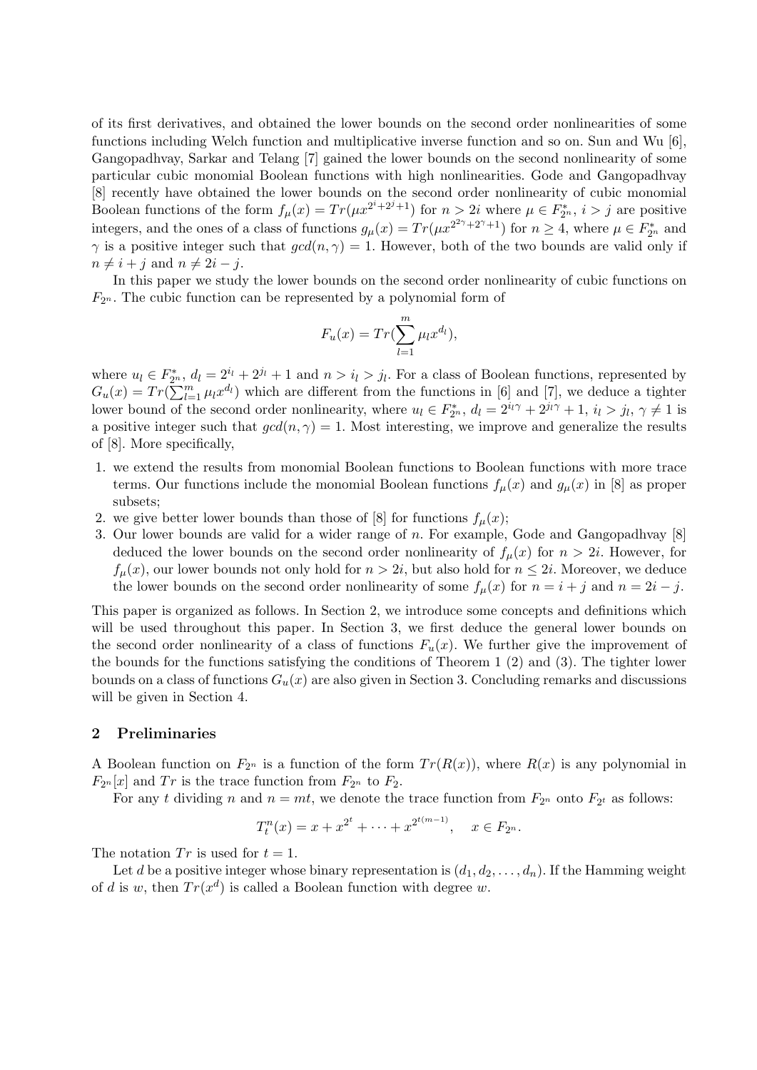of its first derivatives, and obtained the lower bounds on the second order nonlinearities of some functions including Welch function and multiplicative inverse function and so on. Sun and Wu [6], Gangopadhvay, Sarkar and Telang [7] gained the lower bounds on the second nonlinearity of some particular cubic monomial Boolean functions with high nonlinearities. Gode and Gangopadhvay [8] recently have obtained the lower bounds on the second order nonlinearity of cubic monomial Boolean functions of the form $f_\mu(x) = Tr(\mu x^{2^i+2^j+1})$ for $n > 2i$ where $\mu \in F^*_{2^n}$, $i > j$ are positive integers, and the ones of a class of functions $g_\mu(x) = Tr(\mu x^{2^{2\gamma}+2^\gamma+1})$ for $n \geq 4$, where $\mu \in F^*_{2^n}$ and $\gamma$ is a positive integer such that $gcd(n, \gamma) = 1$. However, both of the two bounds are valid only if $n \neq i + j$ and $n \neq 2i - j$.

In this paper we study the lower bounds on the second order nonlinearity of cubic functions on $F_{2^n}$. The cubic function can be represented by a polynomial form of

$$F_u(x) = Tr(\sum_{l=1}^{m} \mu_l x^{d_l}),$$

where $u_l \in F^*_{2^n}$, $d_l = 2^{i_l} + 2^{j_l} + 1$ and $n > i_l > j_l$. For a class of Boolean functions, represented by $G_u(x) = Tr(\sum_{l=1}^{m} \mu_l x^{d_l})$ which are different from the functions in [6] and [7], we deduce a tighter lower bound of the second order nonlinearity, where $u_l \in F^*_{2^n}$, $d_l = 2^{i_l\gamma} + 2^{j_l\gamma} + 1$, $i_l > j_l$, $\gamma \neq 1$ is a positive integer such that $gcd(n, \gamma) = 1$. Most interesting, we improve and generalize the results of [8]. More specifically,

1. we extend the results from monomial Boolean functions to Boolean functions with more trace terms. Our functions include the monomial Boolean functions $f_\mu(x)$ and $g_\mu(x)$ in [8] as proper subsets;
2. we give better lower bounds than those of [8] for functions $f_\mu(x)$;
3. Our lower bounds are valid for a wider range of $n$. For example, Gode and Gangopadhvay [8] deduced the lower bounds on the second order nonlinearity of $f_\mu(x)$ for $n > 2i$. However, for $f_\mu(x)$, our lower bounds not only hold for $n > 2i$, but also hold for $n \leq 2i$. Moreover, we deduce the lower bounds on the second order nonlinearity of some $f_\mu(x)$ for $n = i + j$ and $n = 2i - j$.

This paper is organized as follows. In Section 2, we introduce some concepts and definitions which will be used throughout this paper. In Section 3, we first deduce the general lower bounds on the second order nonlinearity of a class of functions $F_u(x)$. We further give the improvement of the bounds for the functions satisfying the conditions of Theorem 1 (2) and (3). The tighter lower bounds on a class of functions $G_u(x)$ are also given in Section 3. Concluding remarks and discussions will be given in Section 4.

## 2 Preliminaries

A Boolean function on $F_{2^n}$ is a function of the form $Tr(R(x))$, where $R(x)$ is any polynomial in $F_{2^n}[x]$ and $Tr$ is the trace function from $F_{2^n}$ to $F_2$.

For any $t$ dividing $n$ and $n = mt$, we denote the trace function from $F_{2^n}$ onto $F_{2^t}$ as follows:

$$T^n_t(x) = x + x^{2^t} + \cdots + x^{2^{t(m-1)}}, \quad x \in F_{2^n}.$$

The notation $Tr$ is used for $t = 1$.

Let $d$ be a positive integer whose binary representation is $(d_1, d_2, \ldots, d_n)$. If the Hamming weight of $d$ is $w$, then $Tr(x^d)$ is called a Boolean function with degree $w$.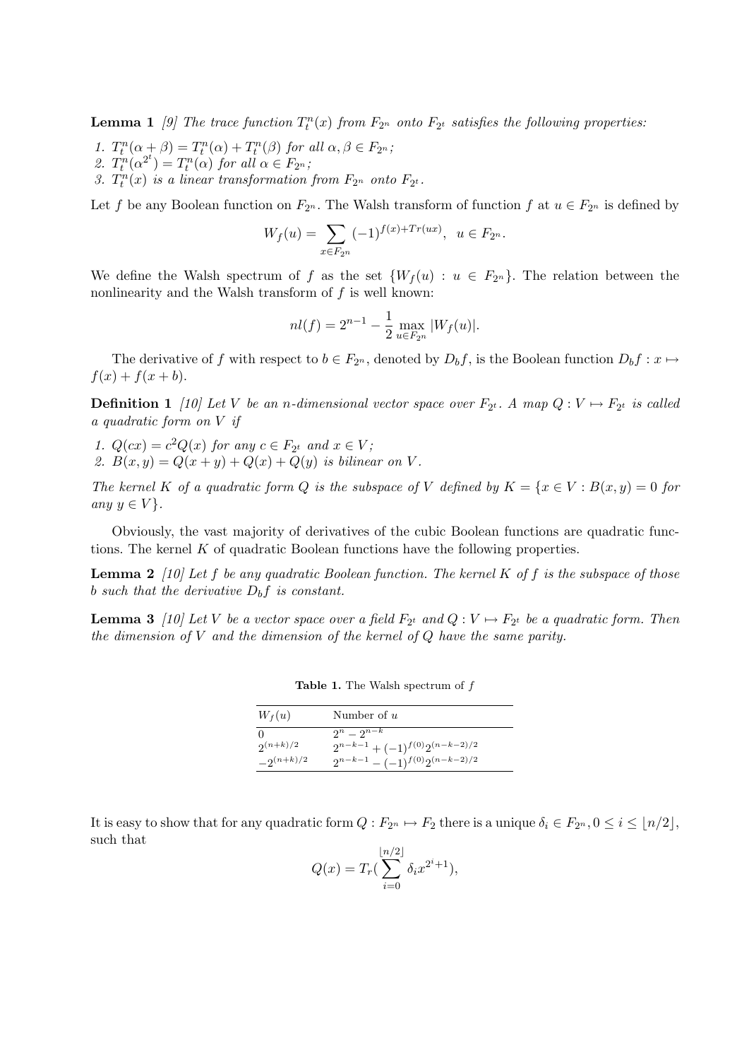**Lemma 1** *[9] The trace function $T_t^n(x)$ from $F_{2^n}$ onto $F_{2^t}$ satisfies the following properties:*

1. *$T_t^n(\alpha+\beta) = T_t^n(\alpha) + T_t^n(\beta)$ for all $\alpha, \beta \in F_{2^n}$;*
2. *$T_t^n(\alpha^{2^t}) = T_t^n(\alpha)$ for all $\alpha \in F_{2^n}$;*
3. *$T_t^n(x)$ is a linear transformation from $F_{2^n}$ onto $F_{2^t}$.*

Let $f$ be any Boolean function on $F_{2^n}$. The Walsh transform of function $f$ at $u \in F_{2^n}$ is defined by

$$W_f(u) = \sum_{x \in F_{2^n}} (-1)^{f(x)+Tr(ux)}, \quad u \in F_{2^n}.$$

We define the Walsh spectrum of $f$ as the set $\{W_f(u) : u \in F_{2^n}\}$. The relation between the nonlinearity and the Walsh transform of $f$ is well known:

$$nl(f) = 2^{n-1} - \frac{1}{2} \max_{u \in F_{2^n}} |W_f(u)|.$$

The derivative of $f$ with respect to $b \in F_{2^n}$, denoted by $D_b f$, is the Boolean function $D_b f : x \mapsto f(x) + f(x+b)$.

**Definition 1** *[10] Let $V$ be an $n$-dimensional vector space over $F_{2^t}$. A map $Q : V \mapsto F_{2^t}$ is called a quadratic form on $V$ if*

1. *$Q(cx) = c^2 Q(x)$ for any $c \in F_{2^t}$ and $x \in V$;*
2. *$B(x,y) = Q(x+y) + Q(x) + Q(y)$ is bilinear on $V$.*

*The kernel $K$ of a quadratic form $Q$ is the subspace of $V$ defined by $K = \{x \in V : B(x,y) = 0$ for any $y \in V\}$.*

Obviously, the vast majority of derivatives of the cubic Boolean functions are quadratic functions. The kernel $K$ of quadratic Boolean functions have the following properties.

**Lemma 2** *[10] Let $f$ be any quadratic Boolean function. The kernel $K$ of $f$ is the subspace of those $b$ such that the derivative $D_b f$ is constant.*

**Lemma 3** *[10] Let $V$ be a vector space over a field $F_{2^t}$ and $Q : V \mapsto F_{2^t}$ be a quadratic form. Then the dimension of $V$ and the dimension of the kernel of $Q$ have the same parity.*

**Table 1.** The Walsh spectrum of $f$

| $W_f(u)$ | Number of $u$ |
|---|---|
| $0$ | $2^n - 2^{n-k}$ |
| $2^{(n+k)/2}$ | $2^{n-k-1} + (-1)^{f(0)} 2^{(n-k-2)/2}$ |
| $-2^{(n+k)/2}$ | $2^{n-k-1} - (-1)^{f(0)} 2^{(n-k-2)/2}$ |

It is easy to show that for any quadratic form $Q : F_{2^n} \mapsto F_2$ there is a unique $\delta_i \in F_{2^n}, 0 \le i \le \lfloor n/2 \rfloor$, such that

$$Q(x) = T_r(\sum_{i=0}^{\lfloor n/2 \rfloor} \delta_i x^{2^i+1}),$$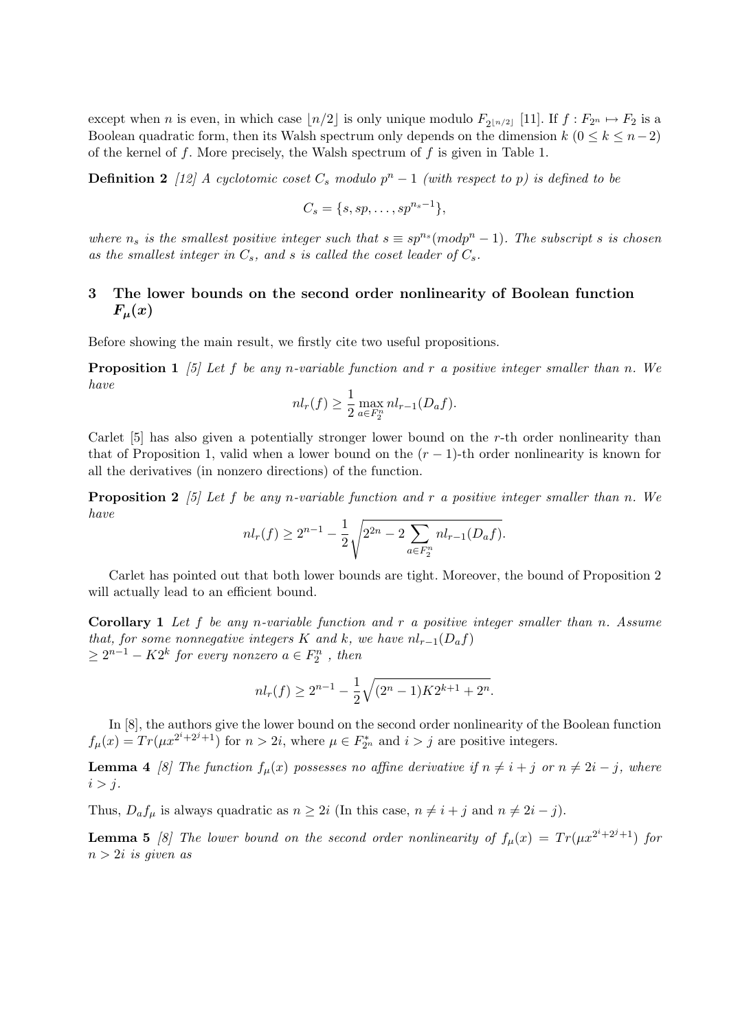except when $n$ is even, in which case $\lfloor n/2 \rfloor$ is only unique modulo $F_{2^{\lfloor n/2 \rfloor}}$ [11]. If $f : F_{2^n} \mapsto F_2$ is a Boolean quadratic form, then its Walsh spectrum only depends on the dimension $k$ ($0 \leq k \leq n-2$) of the kernel of $f$. More precisely, the Walsh spectrum of $f$ is given in Table 1.

**Definition 2** *[12] A cyclotomic coset $C_s$ modulo $p^n - 1$ (with respect to $p$) is defined to be*

$$C_s = \{s, sp, \ldots, sp^{n_s - 1}\},$$

*where $n_s$ is the smallest positive integer such that $s \equiv sp^{n_s} (mod p^n - 1)$. The subscript $s$ is chosen as the smallest integer in $C_s$, and $s$ is called the coset leader of $C_s$.*

## 3 The lower bounds on the second order nonlinearity of Boolean function $F_\mu(x)$

Before showing the main result, we firstly cite two useful propositions.

**Proposition 1** *[5] Let $f$ be any $n$-variable function and $r$ a positive integer smaller than $n$. We have*

$$nl_r(f) \geq \frac{1}{2} \max_{a \in F_2^n} nl_{r-1}(D_a f).$$

Carlet [5] has also given a potentially stronger lower bound on the $r$-th order nonlinearity than that of Proposition 1, valid when a lower bound on the $(r-1)$-th order nonlinearity is known for all the derivatives (in nonzero directions) of the function.

**Proposition 2** *[5] Let $f$ be any $n$-variable function and $r$ a positive integer smaller than $n$. We have*

$$nl_r(f) \geq 2^{n-1} - \frac{1}{2}\sqrt{2^{2n} - 2\sum_{a \in F_2^n} nl_{r-1}(D_a f)}.$$

Carlet has pointed out that both lower bounds are tight. Moreover, the bound of Proposition 2 will actually lead to an efficient bound.

**Corollary 1** *Let $f$ be any $n$-variable function and $r$ a positive integer smaller than $n$. Assume that, for some nonnegative integers $K$ and $k$, we have $nl_{r-1}(D_a f)$ $\geq 2^{n-1} - K2^k$ for every nonzero $a \in F_2^n$ , then*

$$nl_r(f) \geq 2^{n-1} - \frac{1}{2}\sqrt{(2^n - 1)K2^{k+1} + 2^n}.$$

In [8], the authors give the lower bound on the second order nonlinearity of the Boolean function $f_\mu(x) = Tr(\mu x^{2^i + 2^j + 1})$ for $n > 2i$, where $\mu \in F_{2^n}^*$ and $i > j$ are positive integers.

**Lemma 4** *[8] The function $f_\mu(x)$ possesses no affine derivative if $n \neq i + j$ or $n \neq 2i - j$, where $i > j$.*

Thus, $D_a f_\mu$ is always quadratic as $n \geq 2i$ (In this case, $n \neq i + j$ and $n \neq 2i - j$).

**Lemma 5** *[8] The lower bound on the second order nonlinearity of $f_\mu(x) = Tr(\mu x^{2^i + 2^j + 1})$ for $n > 2i$ is given as*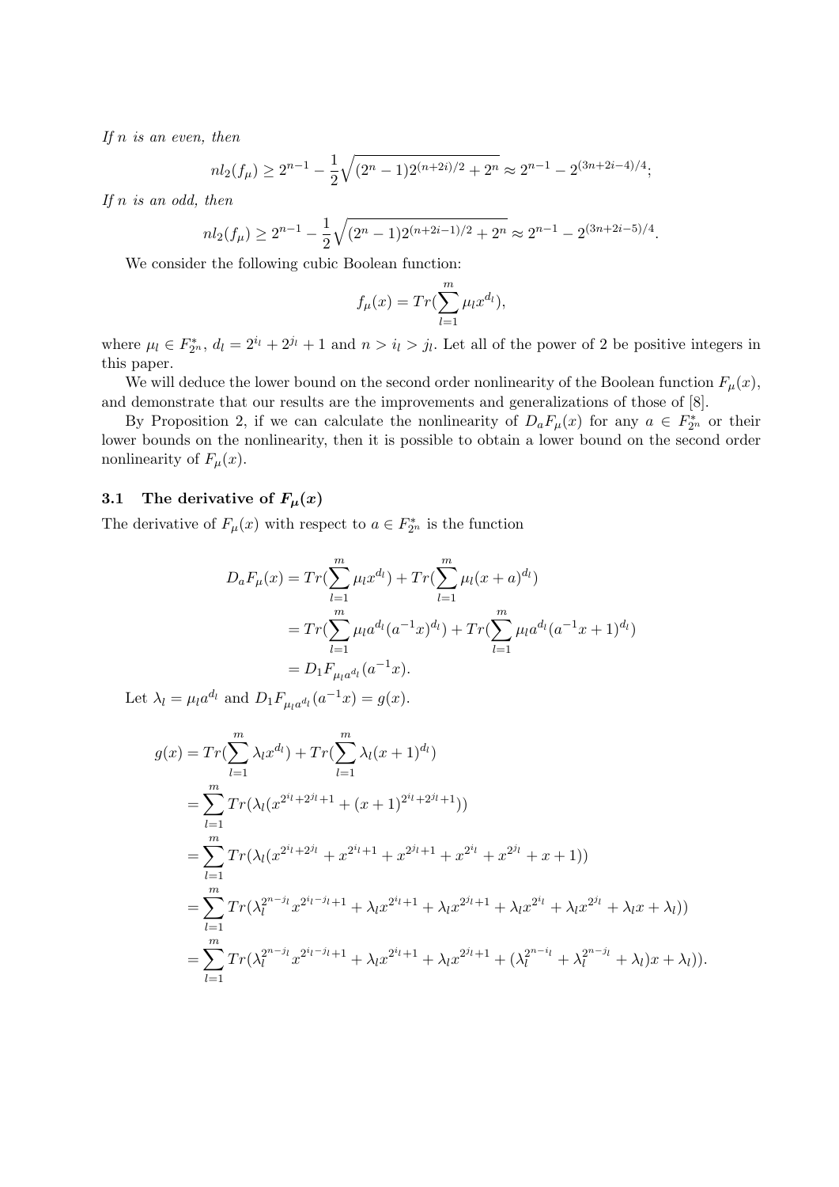*If $n$ is an even, then*

$$nl_2(f_\mu) \geq 2^{n-1} - \frac{1}{2}\sqrt{(2^n-1)2^{(n+2i)/2} + 2^n} \approx 2^{n-1} - 2^{(3n+2i-4)/4};$$

*If $n$ is an odd, then*

$$nl_2(f_\mu) \geq 2^{n-1} - \frac{1}{2}\sqrt{(2^n-1)2^{(n+2i-1)/2} + 2^n} \approx 2^{n-1} - 2^{(3n+2i-5)/4}.$$

We consider the following cubic Boolean function:

$$f_\mu(x) = Tr(\sum_{l=1}^{m} \mu_l x^{d_l}),$$

where $\mu_l \in F_{2^n}^*$, $d_l = 2^{i_l} + 2^{j_l} + 1$ and $n > i_l > j_l$. Let all of the power of 2 be positive integers in this paper.

We will deduce the lower bound on the second order nonlinearity of the Boolean function $F_\mu(x)$, and demonstrate that our results are the improvements and generalizations of those of [8].

By Proposition 2, if we can calculate the nonlinearity of $D_a F_\mu(x)$ for any $a \in F_{2^n}^*$ or their lower bounds on the nonlinearity, then it is possible to obtain a lower bound on the second order nonlinearity of $F_\mu(x)$.

### 3.1 The derivative of $F_\mu(x)$

The derivative of $F_\mu(x)$ with respect to $a \in F_{2^n}^*$ is the function

$$\begin{aligned}
D_a F_\mu(x) &= Tr(\sum_{l=1}^{m} \mu_l x^{d_l}) + Tr(\sum_{l=1}^{m} \mu_l (x+a)^{d_l}) \\
&= Tr(\sum_{l=1}^{m} \mu_l a^{d_l} (a^{-1}x)^{d_l}) + Tr(\sum_{l=1}^{m} \mu_l a^{d_l} (a^{-1}x+1)^{d_l}) \\
&= D_1 F_{\mu_l a^{d_l}}(a^{-1}x).
\end{aligned}$$

Let $\lambda_l = \mu_l a^{d_l}$ and $D_1 F_{\mu_l a^{d_l}}(a^{-1}x) = g(x)$.

$$\begin{aligned}
g(x) &= Tr(\sum_{l=1}^{m} \lambda_l x^{d_l}) + Tr(\sum_{l=1}^{m} \lambda_l (x+1)^{d_l}) \\
&= \sum_{l=1}^{m} Tr(\lambda_l (x^{2^{i_l}+2^{j_l}+1} + (x+1)^{2^{i_l}+2^{j_l}+1})) \\
&= \sum_{l=1}^{m} Tr(\lambda_l (x^{2^{i_l}+2^{j_l}} + x^{2^{i_l}+1} + x^{2^{j_l}+1} + x^{2^{i_l}} + x^{2^{j_l}} + x + 1)) \\
&= \sum_{l=1}^{m} Tr(\lambda_l^{2^{n-j_l}} x^{2^{i_l-j_l}+1} + \lambda_l x^{2^{i_l}+1} + \lambda_l x^{2^{j_l}+1} + \lambda_l x^{2^{i_l}} + \lambda_l x^{2^{j_l}} + \lambda_l x + \lambda_l)) \\
&= \sum_{l=1}^{m} Tr(\lambda_l^{2^{n-j_l}} x^{2^{i_l-j_l}+1} + \lambda_l x^{2^{i_l}+1} + \lambda_l x^{2^{j_l}+1} + (\lambda_l^{2^{n-i_l}} + \lambda_l^{2^{n-j_l}} + \lambda_l)x + \lambda_l)).
\end{aligned}$$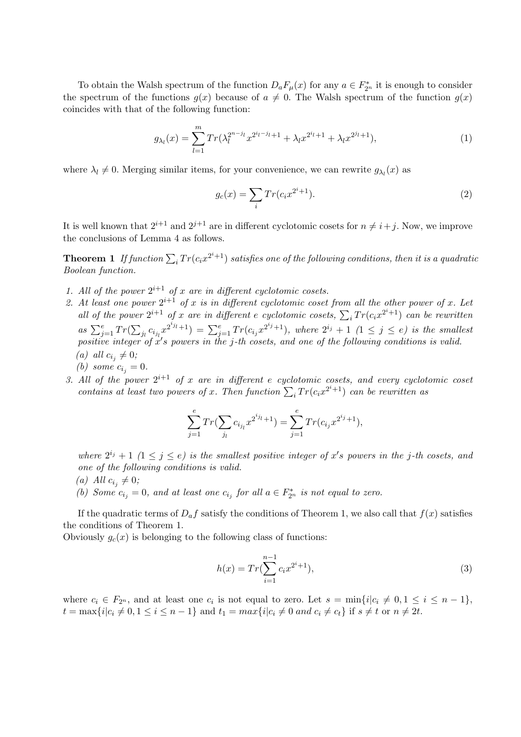To obtain the Walsh spectrum of the function $D_aF_\mu(x)$ for any $a \in F_{2^n}^*$ it is enough to consider the spectrum of the functions $g(x)$ because of $a \neq 0$. The Walsh spectrum of the function $g(x)$ coincides with that of the following function:

$$g_{\lambda_l}(x) = \sum_{l=1}^{m} Tr(\lambda_l^{2^{n-j_l}} x^{2^{i_l-j_l}+1} + \lambda_l x^{2^{i_l}+1} + \lambda_l x^{2^{j_l}+1}), \tag{1}$$

where $\lambda_l \neq 0$. Merging similar items, for your convenience, we can rewrite $g_{\lambda_l}(x)$ as

$$g_c(x) = \sum_i Tr(c_i x^{2^i+1}). \tag{2}$$

It is well known that $2^{i+1}$ and $2^{j+1}$ are in different cyclotomic cosets for $n \neq i+j$. Now, we improve the conclusions of Lemma 4 as follows.

**Theorem 1** *If function $\sum_i Tr(c_i x^{2^i+1})$ satisfies one of the following conditions, then it is a quadratic Boolean function.*

1. *All of the power $2^{i+1}$ of $x$ are in different cyclotomic cosets.*
2. *At least one power $2^{i+1}$ of $x$ is in different cyclotomic coset from all the other power of $x$. Let all of the power $2^{i+1}$ of $x$ are in different $e$ cyclotomic cosets, $\sum_i Tr(c_i x^{2^i+1})$ can be rewritten as $\sum_{j=1}^{e} Tr(\sum_{j_l} c_{i_{j_l}} x^{2^{i_{j_l}}+1}) = \sum_{j=1}^{e} Tr(c_{i_j} x^{2^{i_j}+1})$, where $2^{i_j}+1$ $(1 \leq j \leq e)$ is the smallest positive integer of $x$'s powers in the $j$-th cosets, and one of the following conditions is valid.*
   - *(a) all $c_{i_j} \neq 0$;*
   - *(b) some $c_{i_j} = 0$.*
3. *All of the power $2^{i+1}$ of $x$ are in different $e$ cyclotomic cosets, and every cyclotomic coset contains at least two powers of $x$. Then function $\sum_i Tr(c_i x^{2^i+1})$ can be rewritten as*

$$\sum_{j=1}^{e} Tr(\sum_{j_l} c_{i_{j_l}} x^{2^{i_{j_l}}+1}) = \sum_{j=1}^{e} Tr(c_{i_j} x^{2^{i_j}+1}),$$

   *where $2^{i_j}+1$ $(1 \leq j \leq e)$ is the smallest positive integer of $x$'s powers in the $j$-th cosets, and one of the following conditions is valid.*
   - *(a) All $c_{i_j} \neq 0$;*
   - *(b) Some $c_{i_j} = 0$, and at least one $c_{i_j}$ for all $a \in F_{2^n}^*$ is not equal to zero.*

If the quadratic terms of $D_af$ satisfy the conditions of Theorem 1, we also call that $f(x)$ satisfies the conditions of Theorem 1.

Obviously $g_c(x)$ is belonging to the following class of functions:

$$h(x) = Tr(\sum_{i=1}^{n-1} c_i x^{2^i+1}), \tag{3}$$

where $c_i \in F_{2^n}$, and at least one $c_i$ is not equal to zero. Let $s = \min\{i | c_i \neq 0, 1 \leq i \leq n-1\}$, $t = \max\{i | c_i \neq 0, 1 \leq i \leq n-1\}$ and $t_1 = max\{i | c_i \neq 0 \text{ and } c_i \neq c_t\}$ if $s \neq t$ or $n \neq 2t$.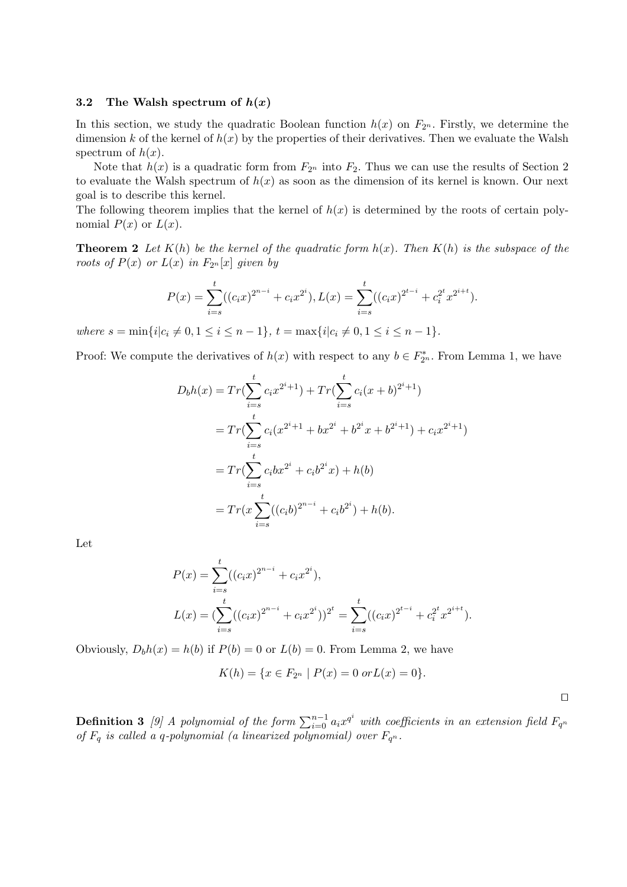### 3.2 The Walsh spectrum of $h(x)$

In this section, we study the quadratic Boolean function $h(x)$ on $F_{2^n}$. Firstly, we determine the dimension $k$ of the kernel of $h(x)$ by the properties of their derivatives. Then we evaluate the Walsh spectrum of $h(x)$.

Note that $h(x)$ is a quadratic form from $F_{2^n}$ into $F_2$. Thus we can use the results of Section 2 to evaluate the Walsh spectrum of $h(x)$ as soon as the dimension of its kernel is known. Our next goal is to describe this kernel.

The following theorem implies that the kernel of $h(x)$ is determined by the roots of certain polynomial $P(x)$ or $L(x)$.

**Theorem 2** *Let $K(h)$ be the kernel of the quadratic form $h(x)$. Then $K(h)$ is the subspace of the roots of $P(x)$ or $L(x)$ in $F_{2^n}[x]$ given by*

$$P(x) = \sum_{i=s}^{t}((c_i x)^{2^{n-i}} + c_i x^{2^i}), L(x) = \sum_{i=s}^{t}((c_i x)^{2^{t-i}} + c_i^{2^t} x^{2^{i+t}}).$$

*where $s = \min\{i | c_i \neq 0, 1 \leq i \leq n-1\}$, $t = \max\{i | c_i \neq 0, 1 \leq i \leq n-1\}$.*

Proof: We compute the derivatives of $h(x)$ with respect to any $b \in F_{2^n}^*$. From Lemma 1, we have

$$\begin{aligned}
D_b h(x) &= Tr(\sum_{i=s}^{t} c_i x^{2^i+1}) + Tr(\sum_{i=s}^{t} c_i (x+b)^{2^i+1}) \\
&= Tr(\sum_{i=s}^{t} c_i (x^{2^i+1} + b x^{2^i} + b^{2^i} x + b^{2^i+1}) + c_i x^{2^i+1}) \\
&= Tr(\sum_{i=s}^{t} c_i b x^{2^i} + c_i b^{2^i} x) + h(b) \\
&= Tr(x \sum_{i=s}^{t} ((c_i b)^{2^{n-i}} + c_i b^{2^i}) + h(b).
\end{aligned}$$

Let

$$\begin{aligned}
P(x) &= \sum_{i=s}^{t}((c_i x)^{2^{n-i}} + c_i x^{2^i}), \\
L(x) &= (\sum_{i=s}^{t}((c_i x)^{2^{n-i}} + c_i x^{2^i}))^{2^t} = \sum_{i=s}^{t}((c_i x)^{2^{t-i}} + c_i^{2^t} x^{2^{i+t}}).
\end{aligned}$$

Obviously, $D_b h(x) = h(b)$ if $P(b) = 0$ or $L(b) = 0$. From Lemma 2, we have

$$K(h) = \{x \in F_{2^n} \mid P(x) = 0 \; or L(x) = 0\}.$$

□

**Definition 3** [9] *A polynomial of the form $\sum_{i=0}^{n-1} a_i x^{q^i}$ with coefficients in an extension field $F_{q^n}$ of $F_q$ is called a q-polynomial (a linearized polynomial) over $F_{q^n}$.*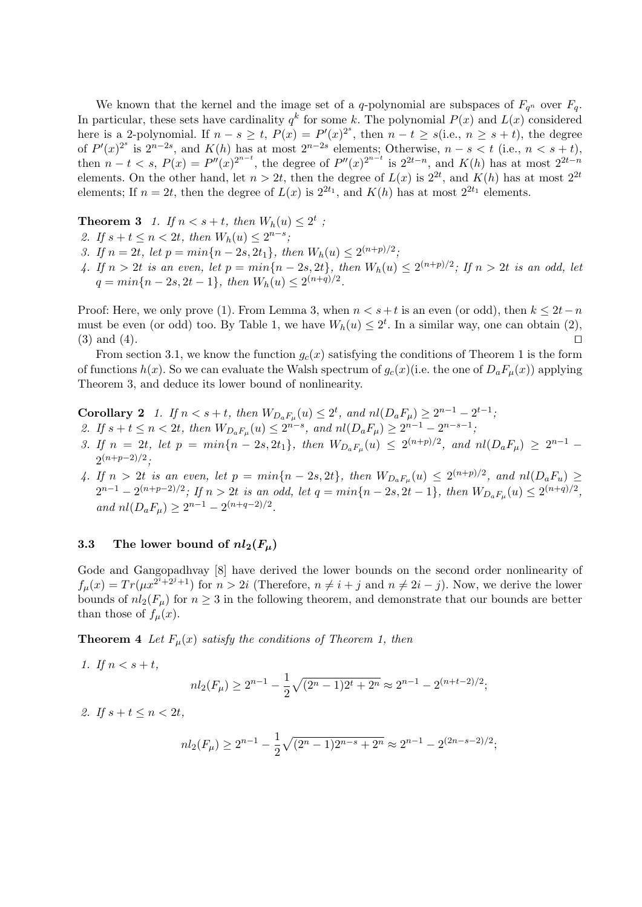We known that the kernel and the image set of a $q$-polynomial are subspaces of $F_{q^n}$ over $F_q$. In particular, these sets have cardinality $q^k$ for some $k$. The polynomial $P(x)$ and $L(x)$ considered here is a 2-polynomial. If $n-s \geq t$, $P(x) = P'(x)^{2^s}$, then $n-t \geq s$(i.e., $n \geq s+t$), the degree of $P'(x)^{2^s}$ is $2^{n-2s}$, and $K(h)$ has at most $2^{n-2s}$ elements; Otherwise, $n-s < t$ (i.e., $n < s+t$), then $n-t < s$, $P(x) = P''(x)^{2^{n-t}}$, the degree of $P''(x)^{2^{n-t}}$ is $2^{2t-n}$, and $K(h)$ has at most $2^{2t-n}$ elements. On the other hand, let $n > 2t$, then the degree of $L(x)$ is $2^{2t}$, and $K(h)$ has at most $2^{2t}$ elements; If $n = 2t$, then the degree of $L(x)$ is $2^{2t_1}$, and $K(h)$ has at most $2^{2t_1}$ elements.

**Theorem 3** *1. If $n < s+t$, then $W_h(u) \leq 2^t$ ;*

*2. If $s+t \leq n < 2t$, then $W_h(u) \leq 2^{n-s}$;*

*3. If $n = 2t$, let $p = min\{n-2s, 2t_1\}$, then $W_h(u) \leq 2^{(n+p)/2}$;*

*4. If $n > 2t$ is an even, let $p = min\{n-2s, 2t\}$, then $W_h(u) \leq 2^{(n+p)/2}$; If $n > 2t$ is an odd, let $q = min\{n-2s, 2t-1\}$, then $W_h(u) \leq 2^{(n+q)/2}$.*

Proof: Here, we only prove (1). From Lemma 3, when $n < s+t$ is an even (or odd), then $k \leq 2t-n$ must be even (or odd) too. By Table 1, we have $W_h(u) \leq 2^t$. In a similar way, one can obtain (2), (3) and (4). $\square$

From section 3.1, we know the function $g_c(x)$ satisfying the conditions of Theorem 1 is the form of functions $h(x)$. So we can evaluate the Walsh spectrum of $g_c(x)$(i.e. the one of $D_aF_\mu(x)$) applying Theorem 3, and deduce its lower bound of nonlinearity.

**Corollary 2** *1. If $n < s+t$, then $W_{D_aF_\mu}(u) \leq 2^t$, and $nl(D_aF_\mu) \geq 2^{n-1} - 2^{t-1}$;*

*2. If $s+t \leq n < 2t$, then $W_{D_aF_\mu}(u) \leq 2^{n-s}$, and $nl(D_aF_\mu) \geq 2^{n-1} - 2^{n-s-1}$;*

*3. If $n = 2t$, let $p = min\{n-2s, 2t_1\}$, then $W_{D_aF_\mu}(u) \leq 2^{(n+p)/2}$, and $nl(D_aF_\mu) \geq 2^{n-1} - 2^{(n+p-2)/2}$;*

*4. If $n > 2t$ is an even, let $p = min\{n-2s, 2t\}$, then $W_{D_aF_\mu}(u) \leq 2^{(n+p)/2}$, and $nl(D_aF_u) \geq 2^{n-1} - 2^{(n+p-2)/2}$; If $n > 2t$ is an odd, let $q = min\{n-2s, 2t-1\}$, then $W_{D_aF_\mu}(u) \leq 2^{(n+q)/2}$, and $nl(D_aF_\mu) \geq 2^{n-1} - 2^{(n+q-2)/2}$.*

### 3.3 The lower bound of $nl_2(F_\mu)$

Gode and Gangopadhvay [8] have derived the lower bounds on the second order nonlinearity of $f_\mu(x) = Tr(\mu x^{2^i+2^j+1})$ for $n > 2i$ (Therefore, $n \neq i+j$ and $n \neq 2i-j$). Now, we derive the lower bounds of $nl_2(F_\mu)$ for $n \geq 3$ in the following theorem, and demonstrate that our bounds are better than those of $f_\mu(x)$.

**Theorem 4** *Let $F_\mu(x)$ satisfy the conditions of Theorem 1, then*

*1. If $n < s+t$,*

$$nl_2(F_\mu) \geq 2^{n-1} - \frac{1}{2}\sqrt{(2^n-1)2^t + 2^n} \approx 2^{n-1} - 2^{(n+t-2)/2};$$

*2. If $s+t \leq n < 2t$,*

$$nl_2(F_\mu) \geq 2^{n-1} - \frac{1}{2}\sqrt{(2^n-1)2^{n-s} + 2^n} \approx 2^{n-1} - 2^{(2n-s-2)/2};$$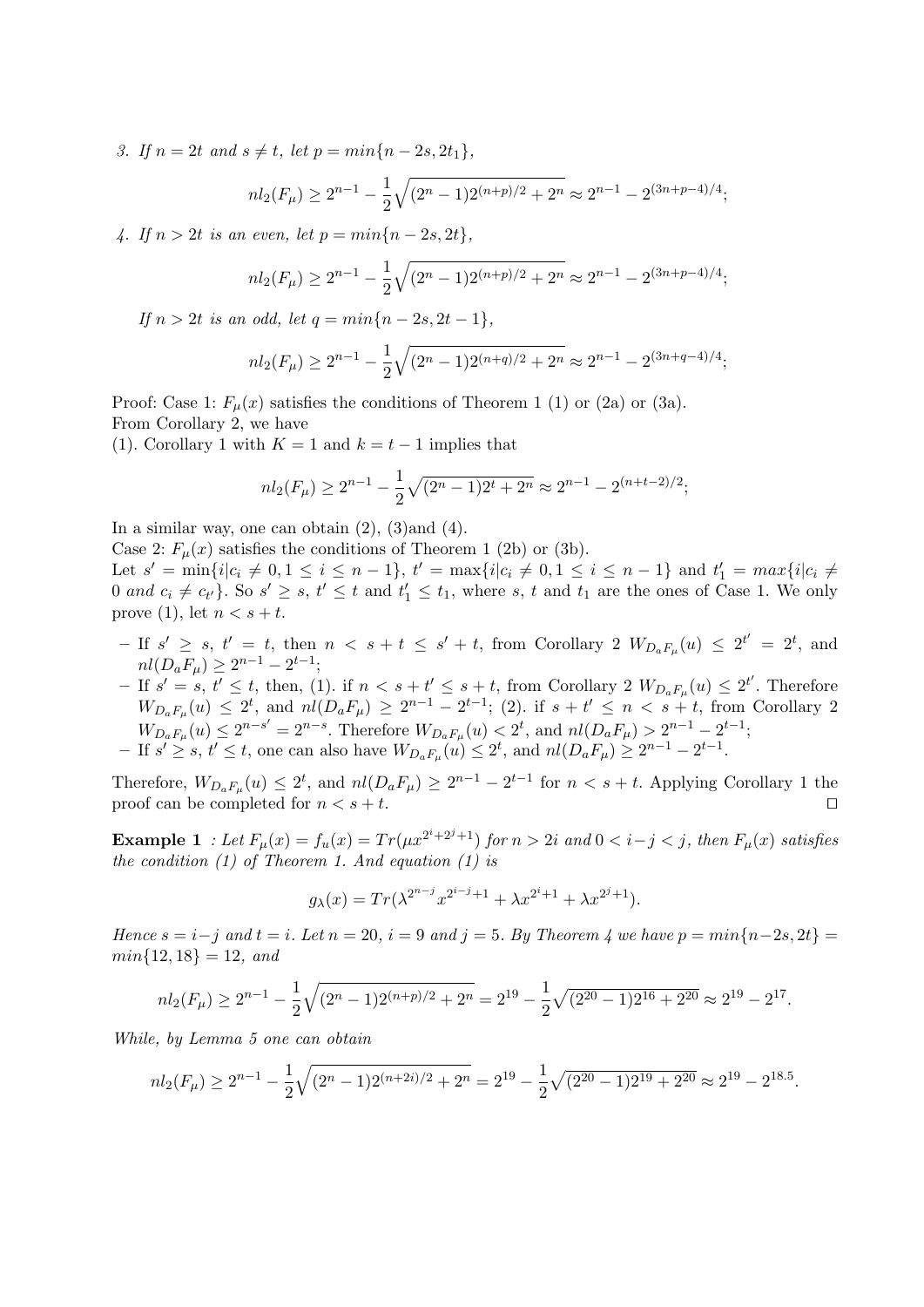*3. If $n = 2t$ and $s \neq t$, let $p = min\{n-2s, 2t_1\}$,*

$$nl_2(F_\mu) \geq 2^{n-1} - \frac{1}{2}\sqrt{(2^n-1)2^{(n+p)/2} + 2^n} \approx 2^{n-1} - 2^{(3n+p-4)/4};$$

*4. If $n > 2t$ is an even, let $p = min\{n-2s, 2t\}$,*

$$nl_2(F_\mu) \geq 2^{n-1} - \frac{1}{2}\sqrt{(2^n-1)2^{(n+p)/2} + 2^n} \approx 2^{n-1} - 2^{(3n+p-4)/4};$$

*If $n > 2t$ is an odd, let $q = min\{n-2s, 2t-1\}$,*

$$nl_2(F_\mu) \geq 2^{n-1} - \frac{1}{2}\sqrt{(2^n-1)2^{(n+q)/2} + 2^n} \approx 2^{n-1} - 2^{(3n+q-4)/4};$$

Proof: Case 1: $F_\mu(x)$ satisfies the conditions of Theorem 1 (1) or (2a) or (3a).
From Corollary 2, we have
(1). Corollary 1 with $K = 1$ and $k = t-1$ implies that

$$nl_2(F_\mu) \geq 2^{n-1} - \frac{1}{2}\sqrt{(2^n-1)2^t + 2^n} \approx 2^{n-1} - 2^{(n+t-2)/2};$$

In a similar way, one can obtain (2), (3)and (4).
Case 2: $F_\mu(x)$ satisfies the conditions of Theorem 1 (2b) or (3b).
Let $s' = \min\{i|c_i \neq 0, 1 \leq i \leq n-1\}$, $t' = \max\{i|c_i \neq 0, 1 \leq i \leq n-1\}$ and $t'_1 = max\{i|c_i \neq 0 \text{ and } c_i \neq c_{t'}\}$. So $s' \geq s$, $t' \leq t$ and $t'_1 \leq t_1$, where $s$, $t$ and $t_1$ are the ones of Case 1. We only prove (1), let $n < s+t$.

- If $s' \geq s$, $t' = t$, then $n < s+t \leq s'+t$, from Corollary 2 $W_{D_aF_\mu}(u) \leq 2^{t'} = 2^t$, and $nl(D_aF_\mu) \geq 2^{n-1} - 2^{t-1}$;
- If $s' = s$, $t' \leq t$, then, (1). if $n < s+t' \leq s+t$, from Corollary 2 $W_{D_aF_\mu}(u) \leq 2^{t'}$. Therefore $W_{D_aF_\mu}(u) \leq 2^t$, and $nl(D_aF_\mu) \geq 2^{n-1} - 2^{t-1}$; (2). if $s+t' \leq n < s+t$, from Corollary 2 $W_{D_aF_\mu}(u) \leq 2^{n-s'} = 2^{n-s}$. Therefore $W_{D_aF_\mu}(u) < 2^t$, and $nl(D_aF_\mu) > 2^{n-1} - 2^{t-1}$;
- If $s' \geq s$, $t' \leq t$, one can also have $W_{D_aF_\mu}(u) \leq 2^t$, and $nl(D_aF_\mu) \geq 2^{n-1} - 2^{t-1}$.

Therefore, $W_{D_aF_\mu}(u) \leq 2^t$, and $nl(D_aF_\mu) \geq 2^{n-1} - 2^{t-1}$ for $n < s+t$. Applying Corollary 1 the proof can be completed for $n < s+t$. □

**Example 1** *: Let $F_\mu(x) = f_u(x) = Tr(\mu x^{2^i+2^j+1})$ for $n > 2i$ and $0 < i-j < j$, then $F_\mu(x)$ satisfies the condition (1) of Theorem 1. And equation (1) is*

$$g_\lambda(x) = Tr(\lambda^{2^{n-j}} x^{2^{i-j}+1} + \lambda x^{2^i+1} + \lambda x^{2^j+1}).$$

*Hence $s = i-j$ and $t = i$. Let $n = 20$, $i = 9$ and $j = 5$. By Theorem 4 we have $p = min\{n-2s, 2t\} = min\{12, 18\} = 12$, and*

$$nl_2(F_\mu) \geq 2^{n-1} - \frac{1}{2}\sqrt{(2^n-1)2^{(n+p)/2} + 2^n} = 2^{19} - \frac{1}{2}\sqrt{(2^{20}-1)2^{16} + 2^{20}} \approx 2^{19} - 2^{17}.$$

*While, by Lemma 5 one can obtain*

$$nl_2(F_\mu) \geq 2^{n-1} - \frac{1}{2}\sqrt{(2^n-1)2^{(n+2i)/2} + 2^n} = 2^{19} - \frac{1}{2}\sqrt{(2^{20}-1)2^{19} + 2^{20}} \approx 2^{19} - 2^{18.5}.$$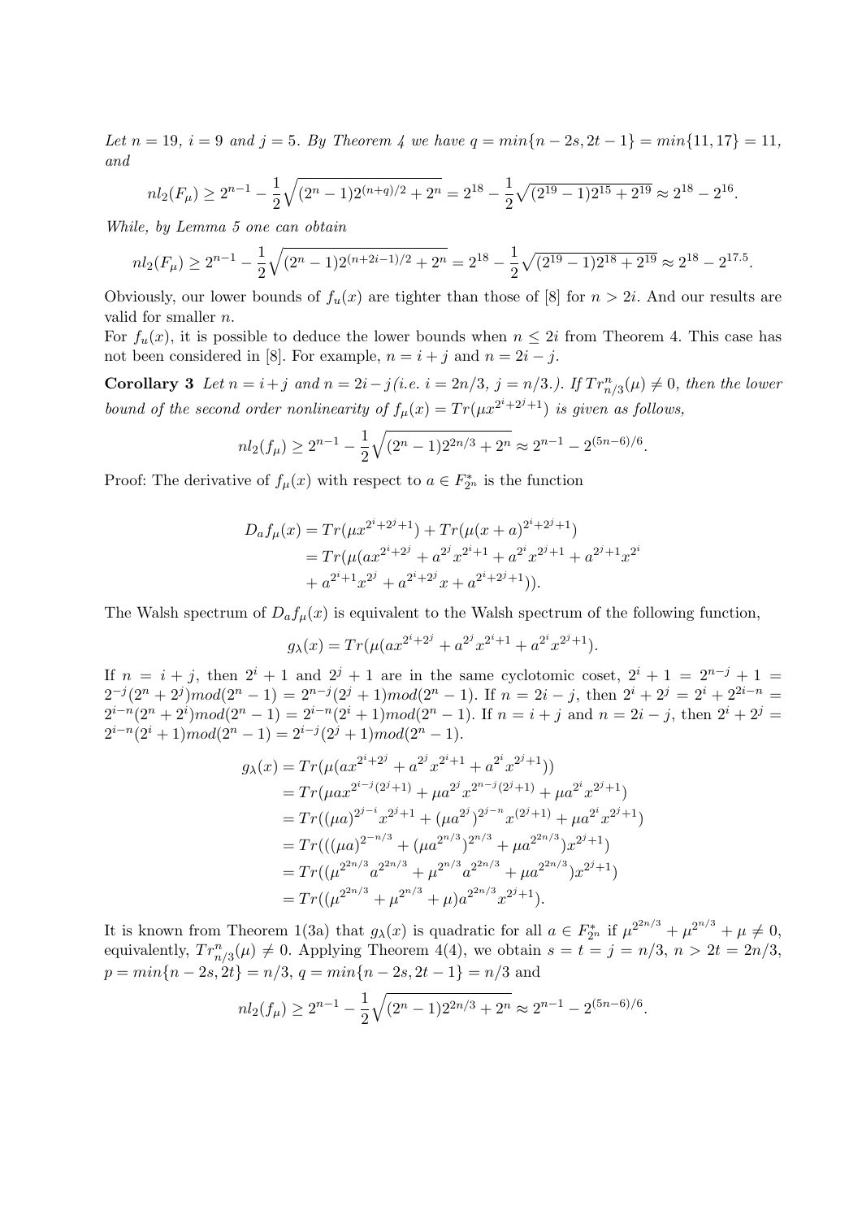*Let $n = 19$, $i = 9$ and $j = 5$. By Theorem 4 we have $q = min\{n - 2s, 2t - 1\} = min\{11, 17\} = 11$, and*

$$nl_2(F_\mu) \geq 2^{n-1} - \frac{1}{2}\sqrt{(2^n - 1)2^{(n+q)/2} + 2^n} = 2^{18} - \frac{1}{2}\sqrt{(2^{19} - 1)2^{15} + 2^{19}} \approx 2^{18} - 2^{16}.$$

*While, by Lemma 5 one can obtain*

$$nl_2(F_\mu) \geq 2^{n-1} - \frac{1}{2}\sqrt{(2^n - 1)2^{(n+2i-1)/2} + 2^n} = 2^{18} - \frac{1}{2}\sqrt{(2^{19} - 1)2^{18} + 2^{19}} \approx 2^{18} - 2^{17.5}.$$

Obviously, our lower bounds of $f_u(x)$ are tighter than those of [8] for $n > 2i$. And our results are valid for smaller $n$.

For $f_u(x)$, it is possible to deduce the lower bounds when $n \leq 2i$ from Theorem 4. This case has not been considered in [8]. For example, $n = i + j$ and $n = 2i - j$.

**Corollary 3** *Let $n = i + j$ and $n = 2i - j$(i.e. $i = 2n/3$, $j = n/3$.). If $Tr^n_{n/3}(\mu) \neq 0$, then the lower bound of the second order nonlinearity of $f_\mu(x) = Tr(\mu x^{2^i+2^j+1})$ is given as follows,*

$$nl_2(f_\mu) \geq 2^{n-1} - \frac{1}{2}\sqrt{(2^n - 1)2^{2n/3} + 2^n} \approx 2^{n-1} - 2^{(5n-6)/6}.$$

Proof: The derivative of $f_\mu(x)$ with respect to $a \in F^*_{2^n}$ is the function

$$\begin{aligned}
D_a f_\mu(x) &= Tr(\mu x^{2^i+2^j+1}) + Tr(\mu(x + a)^{2^i+2^j+1}) \\
&= Tr(\mu(a x^{2^i+2^j} + a^{2^j} x^{2^i+1} + a^{2^i} x^{2^j+1} + a^{2^j+1} x^{2^i} \\
&\quad + a^{2^i+1} x^{2^j} + a^{2^i+2^j} x + a^{2^i+2^j+1})).
\end{aligned}$$

The Walsh spectrum of $D_a f_\mu(x)$ is equivalent to the Walsh spectrum of the following function,

$$g_\lambda(x) = Tr(\mu(a x^{2^i+2^j} + a^{2^j} x^{2^i+1} + a^{2^i} x^{2^j+1}).$$

If $n = i + j$, then $2^i + 1$ and $2^j + 1$ are in the same cyclotomic coset, $2^i + 1 = 2^{n-j} + 1 = 2^{-j}(2^n + 2^j) mod(2^n - 1) = 2^{n-j}(2^j + 1) mod(2^n - 1)$. If $n = 2i - j$, then $2^i + 2^j = 2^i + 2^{2i-n} = 2^{i-n}(2^n + 2^i) mod(2^n - 1) = 2^{i-n}(2^i + 1) mod(2^n - 1)$. If $n = i + j$ and $n = 2i - j$, then $2^i + 2^j = 2^{i-n}(2^i + 1) mod(2^n - 1) = 2^{i-j}(2^j + 1) mod(2^n - 1)$.

$$\begin{aligned}
g_\lambda(x) &= Tr(\mu(a x^{2^i+2^j} + a^{2^j} x^{2^i+1} + a^{2^i} x^{2^j+1})) \\
&= Tr(\mu a x^{2^{i-j}(2^j+1)} + \mu a^{2^j} x^{2^{n-j}(2^j+1)} + \mu a^{2^i} x^{2^j+1}) \\
&= Tr((\mu a)^{2^{j-i}} x^{2^j+1} + (\mu a^{2^j})^{2^{j-n}} x^{(2^j+1)} + \mu a^{2^i} x^{2^j+1}) \\
&= Tr(((\mu a)^{2^{-n/3}} + (\mu a^{2^{n/3}})^{2^{n/3}} + \mu a^{2^{2n/3}}) x^{2^j+1}) \\
&= Tr((\mu^{2^{2n/3}} a^{2^{2n/3}} + \mu^{2^{n/3}} a^{2^{2n/3}} + \mu a^{2^{2n/3}}) x^{2^j+1}) \\
&= Tr((\mu^{2^{2n/3}} + \mu^{2^{n/3}} + \mu) a^{2^{2n/3}} x^{2^j+1}).
\end{aligned}$$

It is known from Theorem 1(3a) that $g_\lambda(x)$ is quadratic for all $a \in F^*_{2^n}$ if $\mu^{2^{2n/3}} + \mu^{2^{n/3}} + \mu \neq 0$, equivalently, $Tr^n_{n/3}(\mu) \neq 0$. Applying Theorem 4(4), we obtain $s = t = j = n/3$, $n > 2t = 2n/3$, $p = min\{n - 2s, 2t\} = n/3$, $q = min\{n - 2s, 2t - 1\} = n/3$ and

$$nl_2(f_\mu) \geq 2^{n-1} - \frac{1}{2}\sqrt{(2^n - 1)2^{2n/3} + 2^n} \approx 2^{n-1} - 2^{(5n-6)/6}.$$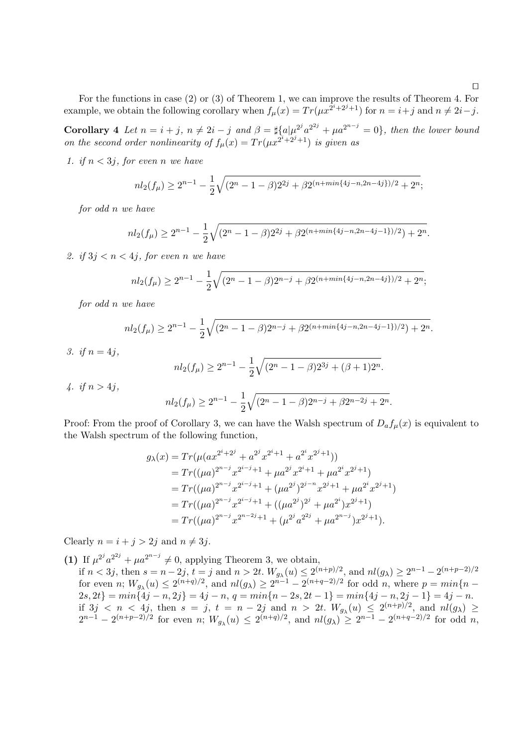□

For the functions in case (2) or (3) of Theorem 1, we can improve the results of Theorem 4. For example, we obtain the following corollary when $f_\mu(x) = Tr(\mu x^{2^i+2^j+1})$ for $n = i+j$ and $n \neq 2i-j$.

**Corollary 4** *Let $n = i + j$, $n \neq 2i - j$ and $\beta = \sharp\{a|\mu^{2^j}a^{2^{2j}} + \mu a^{2^{n-j}} = 0\}$, then the lower bound on the second order nonlinearity of $f_\mu(x) = Tr(\mu x^{2^i+2^j+1})$ is given as*

1. *if $n < 3j$, for even $n$ we have*

$$nl_2(f_\mu) \geq 2^{n-1} - \frac{1}{2}\sqrt{(2^n - 1 - \beta)2^{2j} + \beta 2^{(n+min\{4j-n,2n-4j\})/2} + 2^n};$$

*for odd $n$ we have*

$$nl_2(f_\mu) \geq 2^{n-1} - \frac{1}{2}\sqrt{(2^n - 1 - \beta)2^{2j} + \beta 2^{(n+min\{4j-n,2n-4j-1\})/2}) + 2^n}.$$

2. *if $3j < n < 4j$, for even $n$ we have*

$$nl_2(f_\mu) \geq 2^{n-1} - \frac{1}{2}\sqrt{(2^n - 1 - \beta)2^{n-j} + \beta 2^{(n+min\{4j-n,2n-4j\})/2} + 2^n};$$

*for odd $n$ we have*

$$nl_2(f_\mu) \geq 2^{n-1} - \frac{1}{2}\sqrt{(2^n - 1 - \beta)2^{n-j} + \beta 2^{(n+min\{4j-n,2n-4j-1\})/2}) + 2^n}.$$

3. *if $n = 4j$,*

$$nl_2(f_\mu) \geq 2^{n-1} - \frac{1}{2}\sqrt{(2^n - 1 - \beta)2^{3j} + (\beta + 1)2^n}.$$

4. *if $n > 4j$,*

$$nl_2(f_\mu) \geq 2^{n-1} - \frac{1}{2}\sqrt{(2^n - 1 - \beta)2^{n-j} + \beta 2^{n-2j} + 2^n}.$$

Proof: From the proof of Corollary 3, we can have the Walsh spectrum of $D_a f_\mu(x)$ is equivalent to the Walsh spectrum of the following function,

$$\begin{aligned}
g_\lambda(x) &= Tr(\mu(ax^{2^i+2^j} + a^{2^j}x^{2^i+1} + a^{2^i}x^{2^j+1})) \\
&= Tr((\mu a)^{2^{n-j}}x^{2^{i-j}+1} + \mu a^{2^j}x^{2^i+1} + \mu a^{2^i}x^{2^j+1}) \\
&= Tr((\mu a)^{2^{n-j}}x^{2^{i-j}+1} + (\mu a^{2^j})^{2^{j-n}}x^{2^j+1} + \mu a^{2^i}x^{2^j+1}) \\
&= Tr((\mu a)^{2^{n-j}}x^{2^{i-j}+1} + ((\mu a^{2^j})^{2^j} + \mu a^{2^i})x^{2^j+1}) \\
&= Tr((\mu a)^{2^{n-j}}x^{2^{n-2j}+1} + (\mu^{2^j}a^{2^{2j}} + \mu a^{2^{n-j}})x^{2^j+1}).
\end{aligned}$$

Clearly $n = i + j > 2j$ and $n \neq 3j$.

**(1)** If $\mu^{2^j}a^{2^{2j}} + \mu a^{2^{n-j}} \neq 0$, applying Theorem 3, we obtain,
if $n < 3j$, then $s = n - 2j$, $t = j$ and $n > 2t$. $W_{g_\lambda}(u) \leq 2^{(n+p)/2}$, and $nl(g_\lambda) \geq 2^{n-1} - 2^{(n+p-2)/2}$ for even $n$; $W_{g_\lambda}(u) \leq 2^{(n+q)/2}$, and $nl(g_\lambda) \geq 2^{n-1} - 2^{(n+q-2)/2}$ for odd $n$, where $p = min\{n - 2s, 2t\} = min\{4j - n, 2j\} = 4j - n$, $q = min\{n - 2s, 2t - 1\} = min\{4j - n, 2j - 1\} = 4j - n$.
if $3j < n < 4j$, then $s = j$, $t = n - 2j$ and $n > 2t$. $W_{g_\lambda}(u) \leq 2^{(n+p)/2}$, and $nl(g_\lambda) \geq 2^{n-1} - 2^{(n+p-2)/2}$ for even $n$; $W_{g_\lambda}(u) \leq 2^{(n+q)/2}$, and $nl(g_\lambda) \geq 2^{n-1} - 2^{(n+q-2)/2}$ for odd $n$,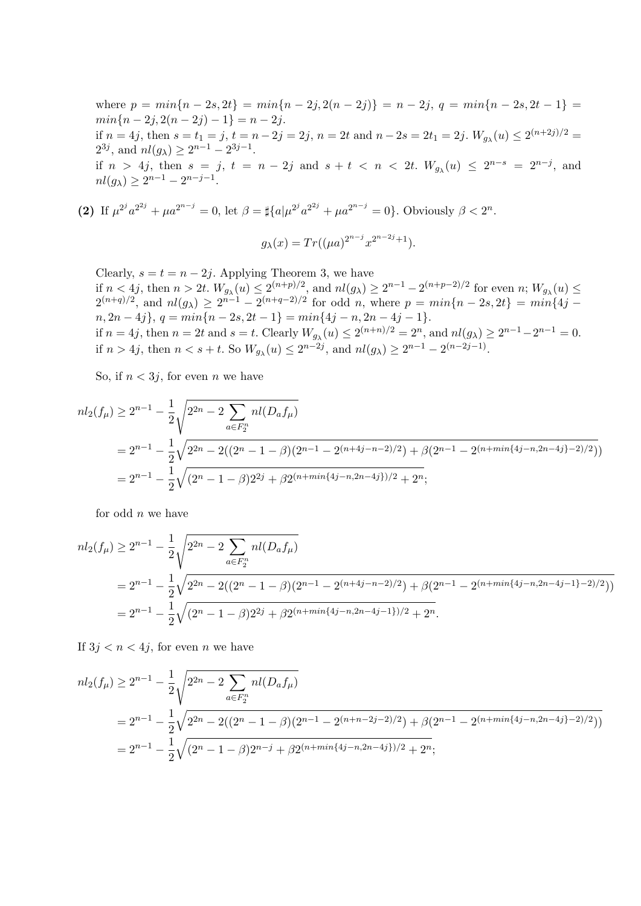where $p = min\{n-2s, 2t\} = min\{n-2j, 2(n-2j)\} = n-2j$, $q = min\{n-2s, 2t-1\} = min\{n-2j, 2(n-2j)-1\} = n-2j$.

if $n = 4j$, then $s = t_1 = j$, $t = n-2j = 2j$, $n = 2t$ and $n-2s = 2t_1 = 2j$. $W_{g_\lambda}(u) \le 2^{(n+2j)/2} = 2^{3j}$, and $nl(g_\lambda) \ge 2^{n-1} - 2^{3j-1}$.

if $n > 4j$, then $s = j$, $t = n-2j$ and $s+t < n < 2t$. $W_{g_\lambda}(u) \le 2^{n-s} = 2^{n-j}$, and $nl(g_\lambda) \ge 2^{n-1} - 2^{n-j-1}$.

**(2)** If $\mu^{2^j} a^{2^{2j}} + \mu a^{2^{n-j}} = 0$, let $\beta = \sharp\{a | \mu^{2^j} a^{2^{2j}} + \mu a^{2^{n-j}} = 0\}$. Obviously $\beta < 2^n$.

$$g_\lambda(x) = Tr((\mu a)^{2^{n-j}} x^{2^{n-2j}+1}).$$

Clearly, $s = t = n-2j$. Applying Theorem 3, we have

if $n < 4j$, then $n > 2t$. $W_{g_\lambda}(u) \le 2^{(n+p)/2}$, and $nl(g_\lambda) \ge 2^{n-1} - 2^{(n+p-2)/2}$ for even $n$; $W_{g_\lambda}(u) \le 2^{(n+q)/2}$, and $nl(g_\lambda) \ge 2^{n-1} - 2^{(n+q-2)/2}$ for odd $n$, where $p = min\{n-2s, 2t\} = min\{4j-n, 2n-4j\}$, $q = min\{n-2s, 2t-1\} = min\{4j-n, 2n-4j-1\}$.

if $n = 4j$, then $n = 2t$ and $s = t$. Clearly $W_{g_\lambda}(u) \le 2^{(n+n)/2} = 2^n$, and $nl(g_\lambda) \ge 2^{n-1} - 2^{n-1} = 0$.

if $n > 4j$, then $n < s+t$. So $W_{g_\lambda}(u) \le 2^{n-2j}$, and $nl(g_\lambda) \ge 2^{n-1} - 2^{(n-2j-1)}$.

So, if $n < 3j$, for even $n$ we have

$$\begin{aligned}
nl_2(f_\mu) &\ge 2^{n-1} - \frac{1}{2}\sqrt{2^{2n} - 2\sum_{a \in F_2^n} nl(D_a f_\mu)} \\
&= 2^{n-1} - \frac{1}{2}\sqrt{2^{2n} - 2((2^n - 1 - \beta)(2^{n-1} - 2^{(n+4j-n-2)/2}) + \beta(2^{n-1} - 2^{(n+min\{4j-n, 2n-4j\}-2)/2}))} \\
&= 2^{n-1} - \frac{1}{2}\sqrt{(2^n - 1 - \beta)2^{2j} + \beta 2^{(n+min\{4j-n, 2n-4j\})/2} + 2^n};
\end{aligned}$$

for odd $n$ we have

$$\begin{aligned}
nl_2(f_\mu) &\ge 2^{n-1} - \frac{1}{2}\sqrt{2^{2n} - 2\sum_{a \in F_2^n} nl(D_a f_\mu)} \\
&= 2^{n-1} - \frac{1}{2}\sqrt{2^{2n} - 2((2^n - 1 - \beta)(2^{n-1} - 2^{(n+4j-n-2)/2}) + \beta(2^{n-1} - 2^{(n+min\{4j-n, 2n-4j-1\}-2)/2}))} \\
&= 2^{n-1} - \frac{1}{2}\sqrt{(2^n - 1 - \beta)2^{2j} + \beta 2^{(n+min\{4j-n, 2n-4j-1\})/2} + 2^n}.
\end{aligned}$$

If $3j < n < 4j$, for even $n$ we have

$$\begin{aligned}
nl_2(f_\mu) &\ge 2^{n-1} - \frac{1}{2}\sqrt{2^{2n} - 2\sum_{a \in F_2^n} nl(D_a f_\mu)} \\
&= 2^{n-1} - \frac{1}{2}\sqrt{2^{2n} - 2((2^n - 1 - \beta)(2^{n-1} - 2^{(n+n-2j-2)/2}) + \beta(2^{n-1} - 2^{(n+min\{4j-n, 2n-4j\}-2)/2}))} \\
&= 2^{n-1} - \frac{1}{2}\sqrt{(2^n - 1 - \beta)2^{n-j} + \beta 2^{(n+min\{4j-n, 2n-4j\})/2} + 2^n};
\end{aligned}$$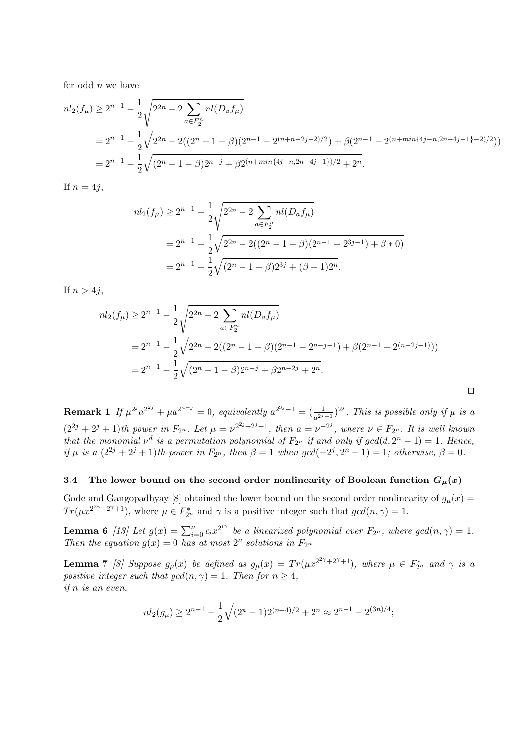for odd $n$ we have

$$
\begin{aligned}
nl_2(f_\mu) &\geq 2^{n-1} - \frac{1}{2}\sqrt{2^{2n} - 2\sum_{a\in F_2^n} nl(D_a f_\mu)} \\
&= 2^{n-1} - \frac{1}{2}\sqrt{2^{2n} - 2((2^n-1-\beta)(2^{n-1} - 2^{(n+n-2j-2)/2}) + \beta(2^{n-1} - 2^{(n+min\{4j-n,2n-4j-1\}-2)/2}))} \\
&= 2^{n-1} - \frac{1}{2}\sqrt{(2^n-1-\beta)2^{n-j} + \beta 2^{(n+min\{4j-n,2n-4j-1\})/2} + 2^n}.
\end{aligned}
$$

If $n = 4j$,

$$
\begin{aligned}
nl_2(f_\mu) &\geq 2^{n-1} - \frac{1}{2}\sqrt{2^{2n} - 2\sum_{a\in F_2^n} nl(D_a f_\mu)} \\
&= 2^{n-1} - \frac{1}{2}\sqrt{2^{2n} - 2((2^n-1-\beta)(2^{n-1} - 2^{3j-1}) + \beta * 0)} \\
&= 2^{n-1} - \frac{1}{2}\sqrt{(2^n-1-\beta)2^{3j} + (\beta+1)2^n}.
\end{aligned}
$$

If $n > 4j$,

$$
\begin{aligned}
nl_2(f_\mu) &\geq 2^{n-1} - \frac{1}{2}\sqrt{2^{2n} - 2\sum_{a\in F_2^n} nl(D_a f_\mu)} \\
&= 2^{n-1} - \frac{1}{2}\sqrt{2^{2n} - 2((2^n-1-\beta)(2^{n-1} - 2^{n-j-1}) + \beta(2^{n-1} - 2^{(n-2j-1)}))} \\
&= 2^{n-1} - \frac{1}{2}\sqrt{(2^n-1-\beta)2^{n-j} + \beta 2^{n-2j} + 2^n}.
\end{aligned}
$$

□

**Remark 1** *If $\mu^{2^j} a^{2^{2j}} + \mu a^{2^{n-j}} = 0$, equivalently $a^{2^{3j}-1} = (\frac{1}{\mu^{2^j-1}})^{2^j}$. This is possible only if $\mu$ is a $(2^{2j}+2^j+1)$th power in $F_{2^n}$. Let $\mu = \nu^{2^{2j}+2^j+1}$, then $a = \nu^{-2^j}$, where $\nu \in F_{2^n}$. It is well known that the monomial $\nu^d$ is a permutation polynomial of $F_{2^n}$ if and only if $gcd(d, 2^n-1) = 1$. Hence, if $\mu$ is a $(2^{2j}+2^j+1)$th power in $F_{2^n}$, then $\beta = 1$ when $gcd(-2^j, 2^n-1) = 1$; otherwise, $\beta = 0$.*

### 3.4 The lower bound on the second order nonlinearity of Boolean function $G_\mu(x)$

Gode and Gangopadhyay [8] obtained the lower bound on the second order nonlinearity of $g_\mu(x) = Tr(\mu x^{2^{2\gamma}+2^\gamma+1})$, where $\mu \in F_{2^n}^*$ and $\gamma$ is a positive integer such that $gcd(n, \gamma) = 1$.

**Lemma 6** [13] *Let $g(x) = \sum_{i=0}^{\nu} c_i x^{2^{i\gamma}}$ be a linearized polynomial over $F_{2^n}$, where $gcd(n, \gamma) = 1$. Then the equation $g(x) = 0$ has at most $2^\nu$ solutions in $F_{2^n}$.*

**Lemma 7** [8] *Suppose $g_\mu(x)$ be defined as $g_\mu(x) = Tr(\mu x^{2^{2\gamma}+2^\gamma+1})$, where $\mu \in F_{2^n}^*$ and $\gamma$ is a positive integer such that $gcd(n, \gamma) = 1$. Then for $n \geq 4$,*
*if $n$ is an even,*

$$nl_2(g_\mu) \geq 2^{n-1} - \frac{1}{2}\sqrt{(2^n-1)2^{(n+4)/2} + 2^n} \approx 2^{n-1} - 2^{(3n)/4};$$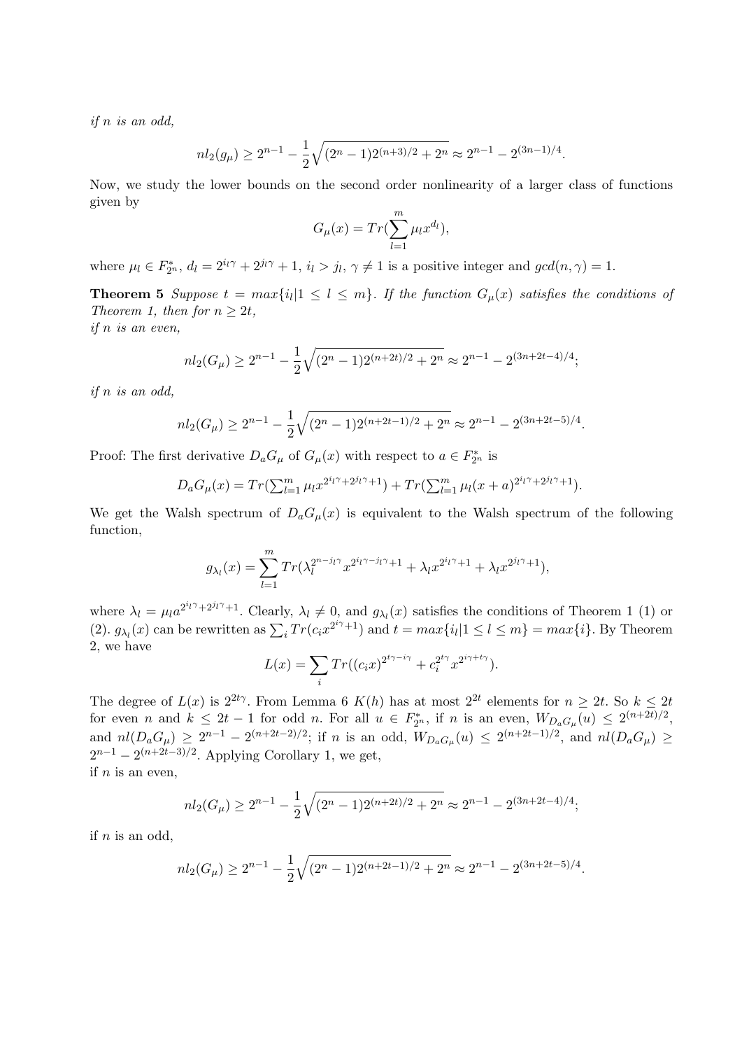*if n is an odd,*

$$nl_2(g_\mu) \geq 2^{n-1} - \frac{1}{2}\sqrt{(2^n-1)2^{(n+3)/2} + 2^n} \approx 2^{n-1} - 2^{(3n-1)/4}.$$

Now, we study the lower bounds on the second order nonlinearity of a larger class of functions given by

$$G_\mu(x) = Tr(\sum_{l=1}^{m} \mu_l x^{d_l}),$$

where $\mu_l \in F_{2^n}^*$, $d_l = 2^{i_l\gamma} + 2^{j_l\gamma} + 1$, $i_l > j_l$, $\gamma \neq 1$ is a positive integer and $gcd(n, \gamma) = 1$.

**Theorem 5** *Suppose $t = max\{i_l | 1 \leq l \leq m\}$. If the function $G_\mu(x)$ satisfies the conditions of Theorem 1, then for $n \geq 2t$,*
*if n is an even,*

$$nl_2(G_\mu) \geq 2^{n-1} - \frac{1}{2}\sqrt{(2^n-1)2^{(n+2t)/2} + 2^n} \approx 2^{n-1} - 2^{(3n+2t-4)/4};$$

*if n is an odd,*

$$nl_2(G_\mu) \geq 2^{n-1} - \frac{1}{2}\sqrt{(2^n-1)2^{(n+2t-1)/2} + 2^n} \approx 2^{n-1} - 2^{(3n+2t-5)/4}.$$

Proof: The first derivative $D_aG_\mu$ of $G_\mu(x)$ with respect to $a \in F_{2^n}^*$ is

$$D_aG_\mu(x) = Tr(\textstyle\sum_{l=1}^{m} \mu_l x^{2^{i_l\gamma}+2^{j_l\gamma}+1}) + Tr(\sum_{l=1}^{m} \mu_l (x+a)^{2^{i_l\gamma}+2^{j_l\gamma}+1}).$$

We get the Walsh spectrum of $D_aG_\mu(x)$ is equivalent to the Walsh spectrum of the following function,

$$g_{\lambda_l}(x) = \sum_{l=1}^{m} Tr(\lambda_l^{2^{n-j_l\gamma}} x^{2^{i_l\gamma-j_l\gamma}+1} + \lambda_l x^{2^{i_l\gamma}+1} + \lambda_l x^{2^{j_l\gamma}+1}),$$

where $\lambda_l = \mu_l a^{2^{i_l\gamma}+2^{j_l\gamma}+1}$. Clearly, $\lambda_l \neq 0$, and $g_{\lambda_l}(x)$ satisfies the conditions of Theorem 1 (1) or (2). $g_{\lambda_l}(x)$ can be rewritten as $\sum_i Tr(c_i x^{2^{i\gamma}+1})$ and $t = max\{i_l | 1 \leq l \leq m\} = max\{i\}$. By Theorem 2, we have

$$L(x) = \sum_i Tr((c_i x)^{2^{t\gamma - i\gamma}} + c_i^{2^{t\gamma}} x^{2^{i\gamma+t\gamma}}).$$

The degree of $L(x)$ is $2^{2t\gamma}$. From Lemma 6 $K(h)$ has at most $2^{2t}$ elements for $n \geq 2t$. So $k \leq 2t$ for even $n$ and $k \leq 2t-1$ for odd $n$. For all $u \in F_{2^n}^*$, if $n$ is an even, $W_{D_aG_\mu}(u) \leq 2^{(n+2t)/2}$, and $nl(D_aG_\mu) \geq 2^{n-1} - 2^{(n+2t-2)/2}$; if $n$ is an odd, $W_{D_aG_\mu}(u) \leq 2^{(n+2t-1)/2}$, and $nl(D_aG_\mu) \geq 2^{n-1} - 2^{(n+2t-3)/2}$. Applying Corollary 1, we get,
if $n$ is an even,

$$nl_2(G_\mu) \geq 2^{n-1} - \frac{1}{2}\sqrt{(2^n-1)2^{(n+2t)/2} + 2^n} \approx 2^{n-1} - 2^{(3n+2t-4)/4};$$

if $n$ is an odd,

$$nl_2(G_\mu) \geq 2^{n-1} - \frac{1}{2}\sqrt{(2^n-1)2^{(n+2t-1)/2} + 2^n} \approx 2^{n-1} - 2^{(3n+2t-5)/4}.$$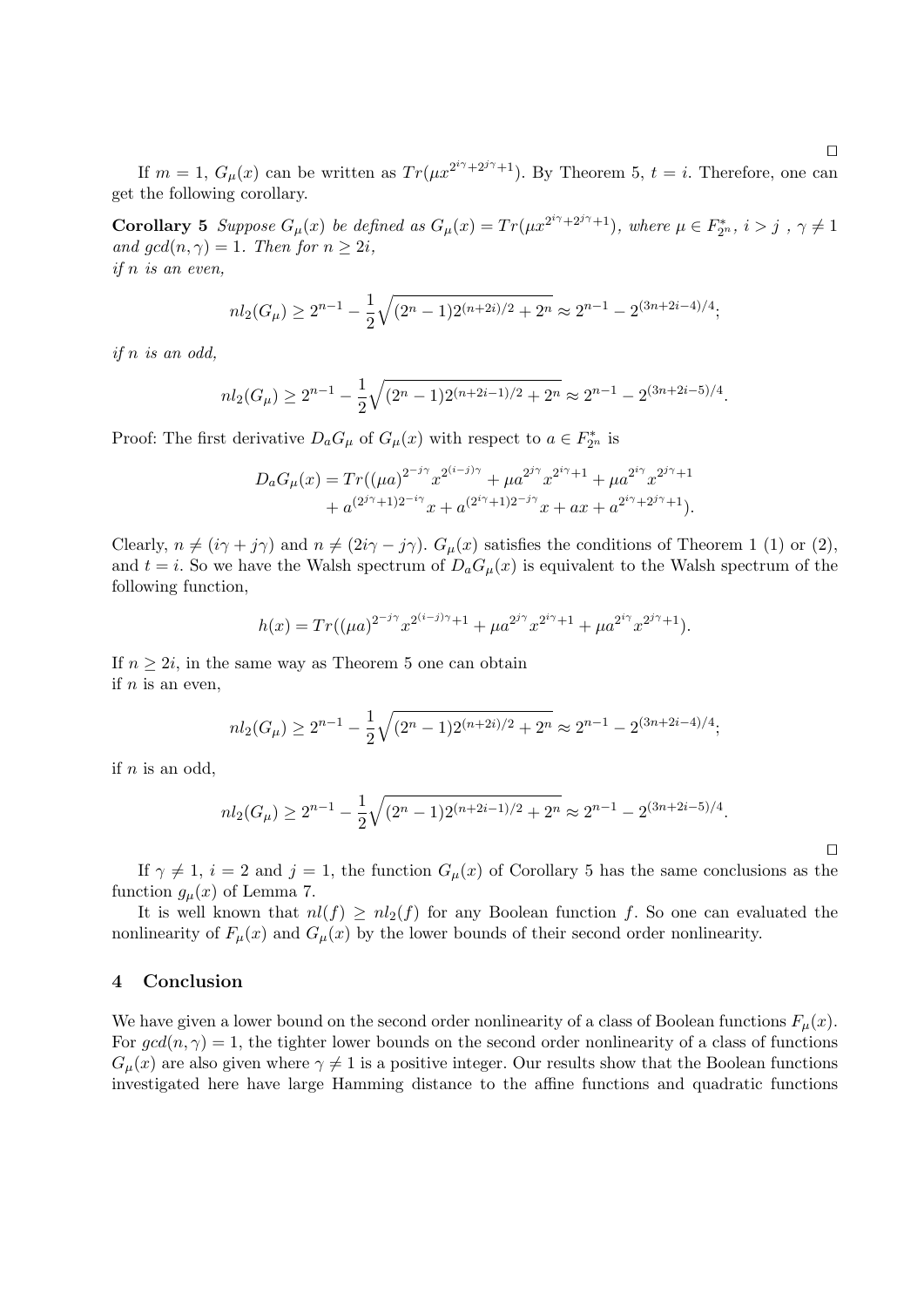□

If $m = 1$, $G_\mu(x)$ can be written as $Tr(\mu x^{2^{i\gamma}+2^{j\gamma}+1})$. By Theorem 5, $t = i$. Therefore, one can get the following corollary.

**Corollary 5** *Suppose $G_\mu(x)$ be defined as $G_\mu(x) = Tr(\mu x^{2^{i\gamma}+2^{j\gamma}+1})$, where $\mu \in F_{2^n}^*$, $i > j$, $\gamma \neq 1$ and $gcd(n, \gamma) = 1$. Then for $n \geq 2i$,*
*if n is an even,*

$$nl_2(G_\mu) \geq 2^{n-1} - \frac{1}{2}\sqrt{(2^n - 1)2^{(n+2i)/2} + 2^n} \approx 2^{n-1} - 2^{(3n+2i-4)/4};$$

*if n is an odd,*

$$nl_2(G_\mu) \geq 2^{n-1} - \frac{1}{2}\sqrt{(2^n - 1)2^{(n+2i-1)/2} + 2^n} \approx 2^{n-1} - 2^{(3n+2i-5)/4}.$$

Proof: The first derivative $D_a G_\mu$ of $G_\mu(x)$ with respect to $a \in F_{2^n}^*$ is

$$\begin{aligned} D_a G_\mu(x) = Tr((\mu a)^{2^{-j\gamma}} x^{2^{(i-j)\gamma}} + \mu a^{2^{j\gamma}} x^{2^{i\gamma}+1} + \mu a^{2^{i\gamma}} x^{2^{j\gamma}+1} \\ + a^{(2^{j\gamma}+1)2^{-i\gamma}} x + a^{(2^{i\gamma}+1)2^{-j\gamma}} x + ax + a^{2^{i\gamma}+2^{j\gamma}+1}). \end{aligned}$$

Clearly, $n \neq (i\gamma + j\gamma)$ and $n \neq (2i\gamma - j\gamma)$. $G_\mu(x)$ satisfies the conditions of Theorem 1 (1) or (2), and $t = i$. So we have the Walsh spectrum of $D_a G_\mu(x)$ is equivalent to the Walsh spectrum of the following function,

$$h(x) = Tr((\mu a)^{2^{-j\gamma}} x^{2^{(i-j)\gamma}+1} + \mu a^{2^{j\gamma}} x^{2^{i\gamma}+1} + \mu a^{2^{i\gamma}} x^{2^{j\gamma}+1}).$$

If $n \geq 2i$, in the same way as Theorem 5 one can obtain
if $n$ is an even,

$$nl_2(G_\mu) \geq 2^{n-1} - \frac{1}{2}\sqrt{(2^n - 1)2^{(n+2i)/2} + 2^n} \approx 2^{n-1} - 2^{(3n+2i-4)/4};$$

if $n$ is an odd,

$$nl_2(G_\mu) \geq 2^{n-1} - \frac{1}{2}\sqrt{(2^n - 1)2^{(n+2i-1)/2} + 2^n} \approx 2^{n-1} - 2^{(3n+2i-5)/4}.$$

□

If $\gamma \neq 1$, $i = 2$ and $j = 1$, the function $G_\mu(x)$ of Corollary 5 has the same conclusions as the function $g_\mu(x)$ of Lemma 7.

It is well known that $nl(f) \geq nl_2(f)$ for any Boolean function $f$. So one can evaluated the nonlinearity of $F_\mu(x)$ and $G_\mu(x)$ by the lower bounds of their second order nonlinearity.

## 4 Conclusion

We have given a lower bound on the second order nonlinearity of a class of Boolean functions $F_\mu(x)$. For $gcd(n, \gamma) = 1$, the tighter lower bounds on the second order nonlinearity of a class of functions $G_\mu(x)$ are also given where $\gamma \neq 1$ is a positive integer. Our results show that the Boolean functions investigated here have large Hamming distance to the affine functions and quadratic functions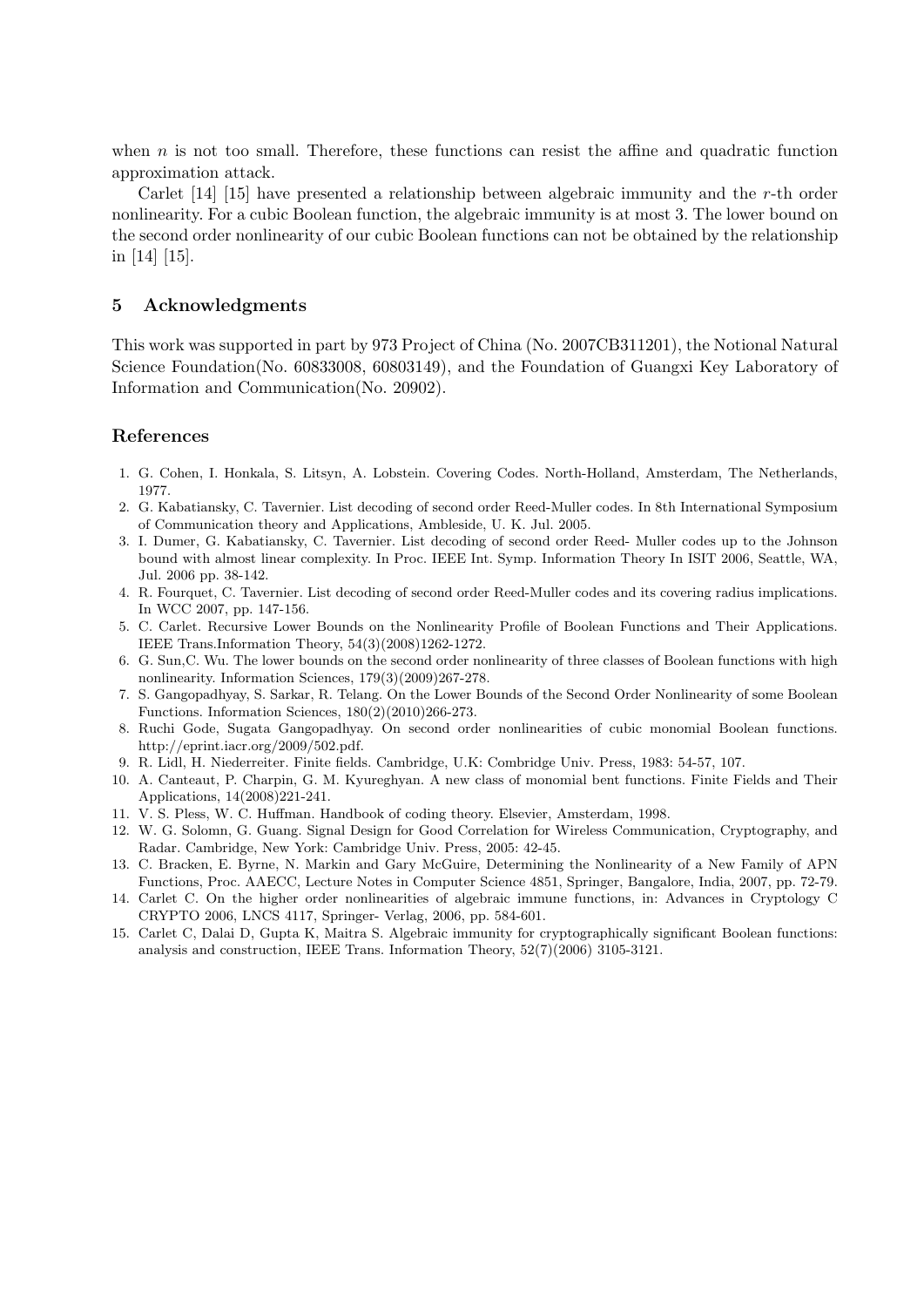when $n$ is not too small. Therefore, these functions can resist the affine and quadratic function approximation attack.

Carlet [14] [15] have presented a relationship between algebraic immunity and the $r$-th order nonlinearity. For a cubic Boolean function, the algebraic immunity is at most 3. The lower bound on the second order nonlinearity of our cubic Boolean functions can not be obtained by the relationship in [14] [15].

## 5 Acknowledgments

This work was supported in part by 973 Project of China (No. 2007CB311201), the Notional Natural Science Foundation(No. 60833008, 60803149), and the Foundation of Guangxi Key Laboratory of Information and Communication(No. 20902).

## References

1. G. Cohen, I. Honkala, S. Litsyn, A. Lobstein. Covering Codes. North-Holland, Amsterdam, The Netherlands, 1977.
2. G. Kabatiansky, C. Tavernier. List decoding of second order Reed-Muller codes. In 8th International Symposium of Communication theory and Applications, Ambleside, U. K. Jul. 2005.
3. I. Dumer, G. Kabatiansky, C. Tavernier. List decoding of second order Reed- Muller codes up to the Johnson bound with almost linear complexity. In Proc. IEEE Int. Symp. Information Theory In ISIT 2006, Seattle, WA, Jul. 2006 pp. 38-142.
4. R. Fourquet, C. Tavernier. List decoding of second order Reed-Muller codes and its covering radius implications. In WCC 2007, pp. 147-156.
5. C. Carlet. Recursive Lower Bounds on the Nonlinearity Profile of Boolean Functions and Their Applications. IEEE Trans.Information Theory, 54(3)(2008)1262-1272.
6. G. Sun,C. Wu. The lower bounds on the second order nonlinearity of three classes of Boolean functions with high nonlinearity. Information Sciences, 179(3)(2009)267-278.
7. S. Gangopadhyay, S. Sarkar, R. Telang. On the Lower Bounds of the Second Order Nonlinearity of some Boolean Functions. Information Sciences, 180(2)(2010)266-273.
8. Ruchi Gode, Sugata Gangopadhyay. On second order nonlinearities of cubic monomial Boolean functions. http://eprint.iacr.org/2009/502.pdf.
9. R. Lidl, H. Niederreiter. Finite fields. Cambridge, U.K: Combridge Univ. Press, 1983: 54-57, 107.
10. A. Canteaut, P. Charpin, G. M. Kyureghyan. A new class of monomial bent functions. Finite Fields and Their Applications, 14(2008)221-241.
11. V. S. Pless, W. C. Huffman. Handbook of coding theory. Elsevier, Amsterdam, 1998.
12. W. G. Solomn, G. Guang. Signal Design for Good Correlation for Wireless Communication, Cryptography, and Radar. Cambridge, New York: Cambridge Univ. Press, 2005: 42-45.
13. C. Bracken, E. Byrne, N. Markin and Gary McGuire, Determining the Nonlinearity of a New Family of APN Functions, Proc. AAECC, Lecture Notes in Computer Science 4851, Springer, Bangalore, India, 2007, pp. 72-79.
14. Carlet C. On the higher order nonlinearities of algebraic immune functions, in: Advances in Cryptology C CRYPTO 2006, LNCS 4117, Springer- Verlag, 2006, pp. 584-601.
15. Carlet C, Dalai D, Gupta K, Maitra S. Algebraic immunity for cryptographically significant Boolean functions: analysis and construction, IEEE Trans. Information Theory, 52(7)(2006) 3105-3121.